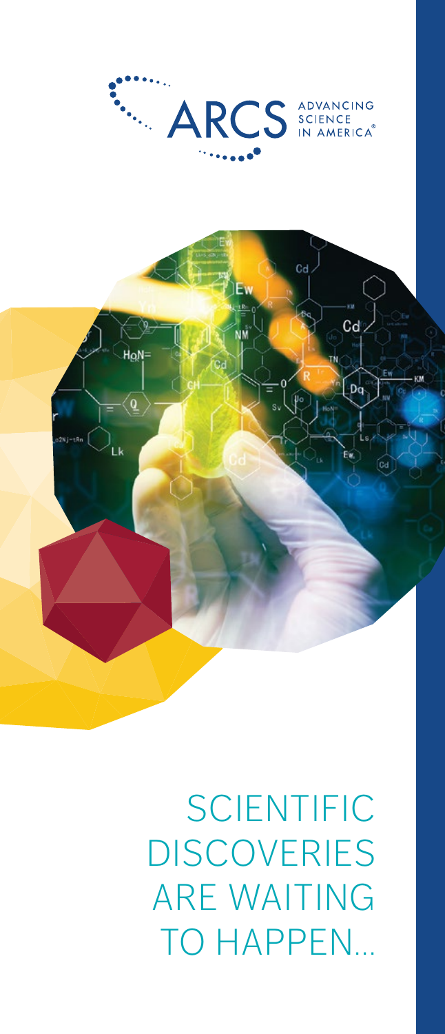ARCS ADVANCING SCIENCE IN AMERICA®

# SCIENTIFIC DISCOVERIES ARE WAITING TO HAPPEN...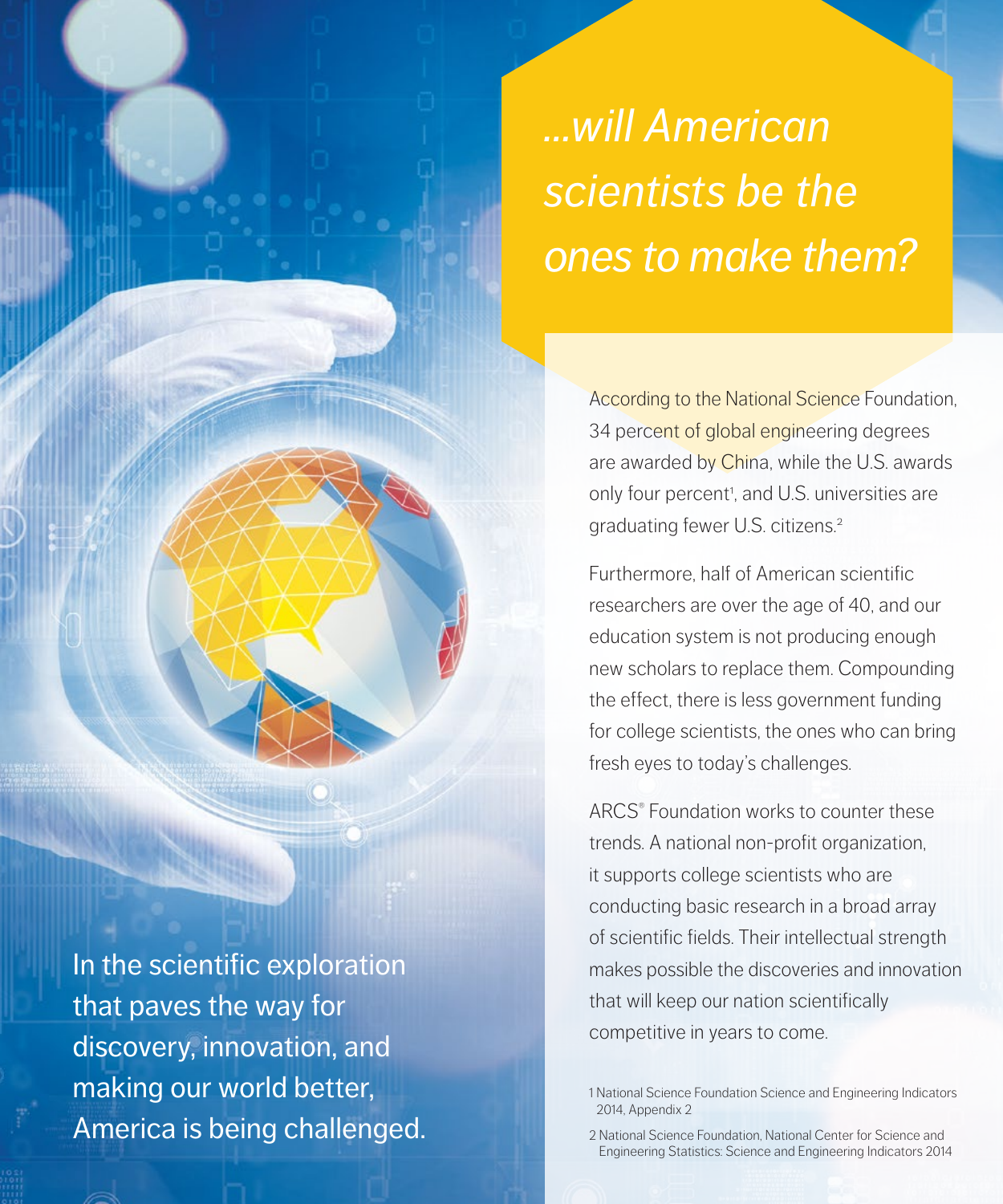In the scientific exploration that paves the way for discovery, innovation, and making our world better, America is being challenged.

## *...will American scientists be the ones to make them?*

According to the National Science Foundation, 34 percent of global engineering degrees are awarded by China, while the U.S. awards only four percent[1], and U.S. universities are graduating fewer U.S. citizens.[2]

Furthermore, half of American scientific researchers are over the age of 40, and our education system is not producing enough new scholars to replace them. Compounding the effect, there is less government funding for college scientists, the ones who can bring fresh eyes to today's challenges.

ARCS® Foundation works to counter these trends. A national non-profit organization, it supports college scientists who are conducting basic research in a broad array of scientific fields. Their intellectual strength makes possible the discoveries and innovation that will keep our nation scientifically competitive in years to come.

1 National Science Foundation Science and Engineering Indicators 2014, Appendix 2

2 National Science Foundation, National Center for Science and Engineering Statistics: Science and Engineering Indicators 2014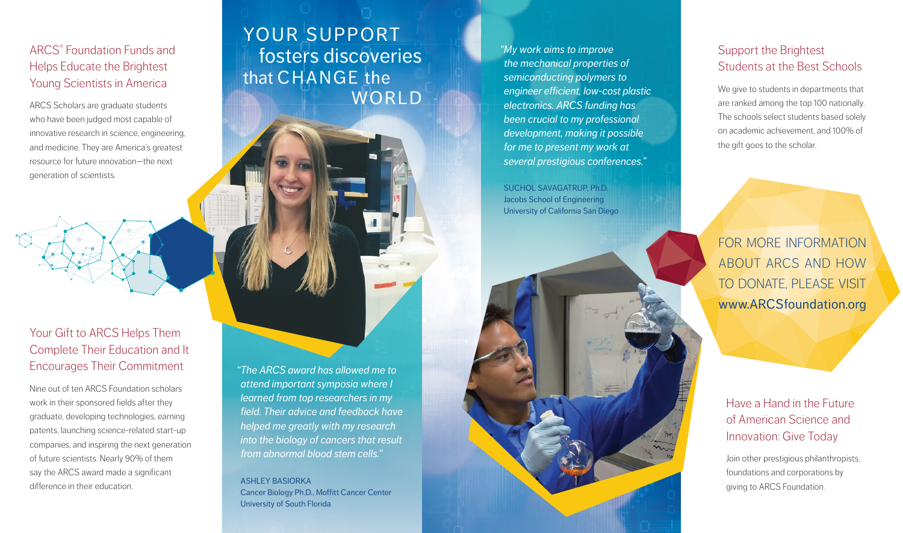## ARCS® Foundation Funds and Helps Educate the Brightest Young Scientists in America

ARCS Scholars are graduate students who have been judged most capable of innovative research in science, engineering, and medicine. They are America's greatest resource for future innovation—the next generation of scientists.

## Your Gift to ARCS Helps Them Complete Their Education and It Encourages Their Commitment

Nine out of ten ARCS Foundation scholars work in their sponsored fields after they graduate, developing technologies, earning patents, launching science-related start-up companies, and inspiring the next generation of future scientists. Nearly 90% of them say the ARCS award made a significant difference in their education.

# YOUR SUPPORT fosters discoveries that CHANGE the WORLD

*"The ARCS award has allowed me to attend important symposia where I learned from top researchers in my field. Their advice and feedback have helped me greatly with my research into the biology of cancers that result from abnormal blood stem cells."*

ASHLEY BASIORKA
Cancer Biology Ph.D., Moffitt Cancer Center
University of South Florida

*"My work aims to improve the mechanical properties of semiconducting polymers to engineer efficient, low-cost plastic electronics. ARCS funding has been crucial to my professional development, making it possible for me to present my work at several prestigious conferences."*

SUCHOL SAVAGATRUP, Ph.D.
Jacobs School of Engineering
University of California San Diego

## Support the Brightest Students at the Best Schools

We give to students in departments that are ranked among the top 100 nationally. The schools select students based solely on academic achievement, and 100% of the gift goes to the scholar.

FOR MORE INFORMATION ABOUT ARCS AND HOW TO DONATE, PLEASE VISIT **www.ARCSfoundation.org**

## Have a Hand in the Future of American Science and Innovation: Give Today

Join other prestigious philanthropists, foundations and corporations by giving to ARCS Foundation.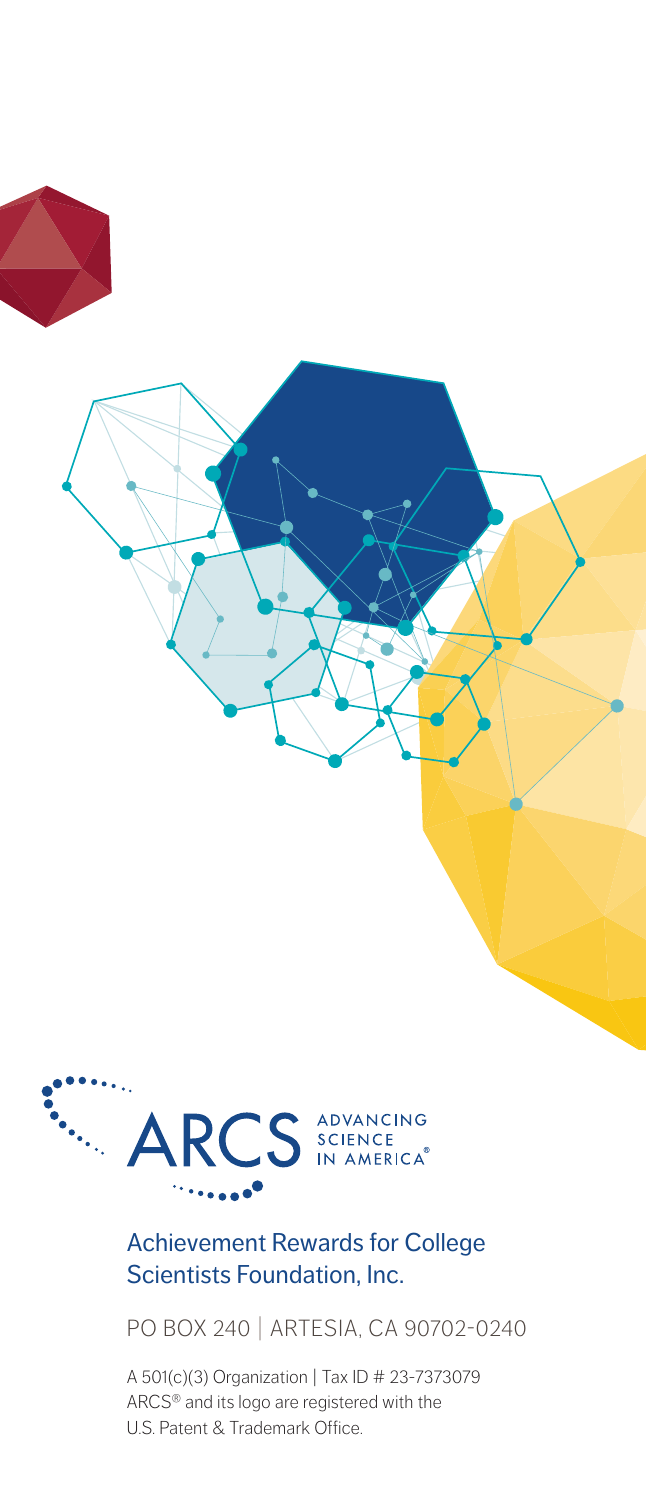ARCS ADVANCING SCIENCE IN AMERICA®

Achievement Rewards for College Scientists Foundation, Inc.

PO BOX 240 | ARTESIA, CA 90702-0240

A 501(c)(3) Organization | Tax ID # 23-7373079
ARCS® and its logo are registered with the U.S. Patent & Trademark Office.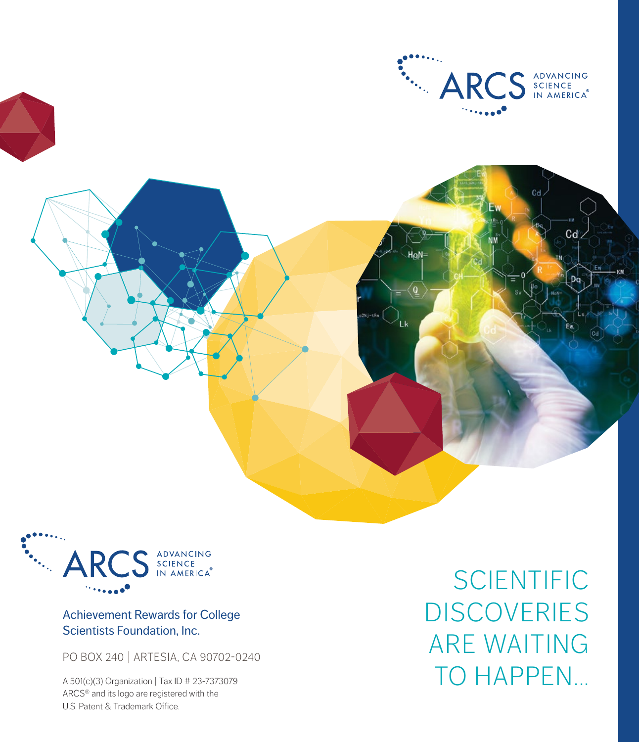ARCS ADVANCING SCIENCE IN AMERICA®

ARCS ADVANCING SCIENCE IN AMERICA®

Achievement Rewards for College Scientists Foundation, Inc.

PO BOX 240 | ARTESIA, CA 90702-0240

A 501(c)(3) Organization | Tax ID # 23-7373079
ARCS® and its logo are registered with the U.S. Patent & Trademark Office.

# SCIENTIFIC DISCOVERIES ARE WAITING TO HAPPEN...